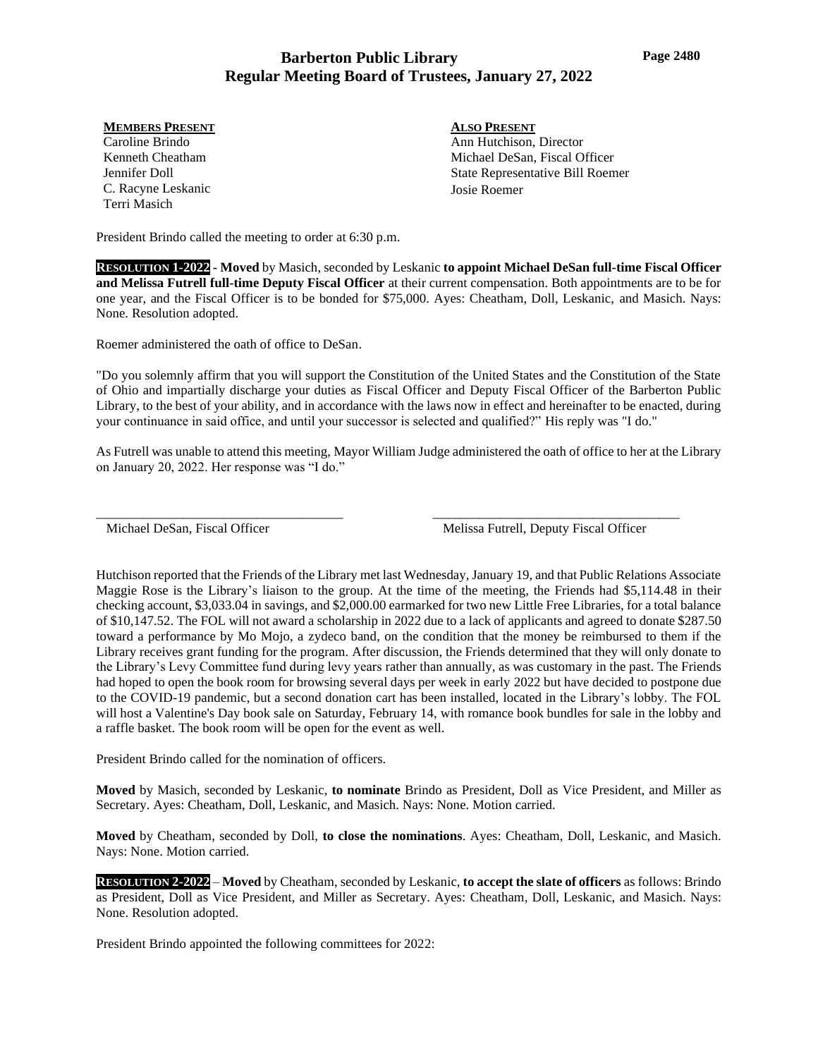# Barberton Public Library
## Regular Meeting Board of Trustees, January 27, 2022

**MEMBERS PRESENT**
Caroline Brindo
Kenneth Cheatham
Jennifer Doll
C. Racyne Leskanic
Terri Masich

**ALSO PRESENT**
Ann Hutchison, Director
Michael DeSan, Fiscal Officer
State Representative Bill Roemer
Josie Roemer

President Brindo called the meeting to order at 6:30 p.m.

**RESOLUTION 1-2022** - **Moved** by Masich, seconded by Leskanic **to appoint Michael DeSan full-time Fiscal Officer and Melissa Futrell full-time Deputy Fiscal Officer** at their current compensation. Both appointments are to be for one year, and the Fiscal Officer is to be bonded for $75,000. Ayes: Cheatham, Doll, Leskanic, and Masich. Nays: None. Resolution adopted.

Roemer administered the oath of office to DeSan.

"Do you solemnly affirm that you will support the Constitution of the United States and the Constitution of the State of Ohio and impartially discharge your duties as Fiscal Officer and Deputy Fiscal Officer of the Barberton Public Library, to the best of your ability, and in accordance with the laws now in effect and hereinafter to be enacted, during your continuance in said office, and until your successor is selected and qualified?" His reply was "I do."

As Futrell was unable to attend this meeting, Mayor William Judge administered the oath of office to her at the Library on January 20, 2022. Her response was "I do."

_____________________________________ Michael DeSan, Fiscal Officer

_____________________________________ Melissa Futrell, Deputy Fiscal Officer

Hutchison reported that the Friends of the Library met last Wednesday, January 19, and that Public Relations Associate Maggie Rose is the Library's liaison to the group. At the time of the meeting, the Friends had $5,114.48 in their checking account, $3,033.04 in savings, and $2,000.00 earmarked for two new Little Free Libraries, for a total balance of $10,147.52. The FOL will not award a scholarship in 2022 due to a lack of applicants and agreed to donate $287.50 toward a performance by Mo Mojo, a zydeco band, on the condition that the money be reimbursed to them if the Library receives grant funding for the program. After discussion, the Friends determined that they will only donate to the Library's Levy Committee fund during levy years rather than annually, as was customary in the past. The Friends had hoped to open the book room for browsing several days per week in early 2022 but have decided to postpone due to the COVID-19 pandemic, but a second donation cart has been installed, located in the Library's lobby. The FOL will host a Valentine's Day book sale on Saturday, February 14, with romance book bundles for sale in the lobby and a raffle basket. The book room will be open for the event as well.

President Brindo called for the nomination of officers.

**Moved** by Masich, seconded by Leskanic, **to nominate** Brindo as President, Doll as Vice President, and Miller as Secretary. Ayes: Cheatham, Doll, Leskanic, and Masich. Nays: None. Motion carried.

**Moved** by Cheatham, seconded by Doll, **to close the nominations**. Ayes: Cheatham, Doll, Leskanic, and Masich. Nays: None. Motion carried.

**RESOLUTION 2-2022** – **Moved** by Cheatham, seconded by Leskanic, **to accept the slate of officers** as follows: Brindo as President, Doll as Vice President, and Miller as Secretary. Ayes: Cheatham, Doll, Leskanic, and Masich. Nays: None. Resolution adopted.

President Brindo appointed the following committees for 2022: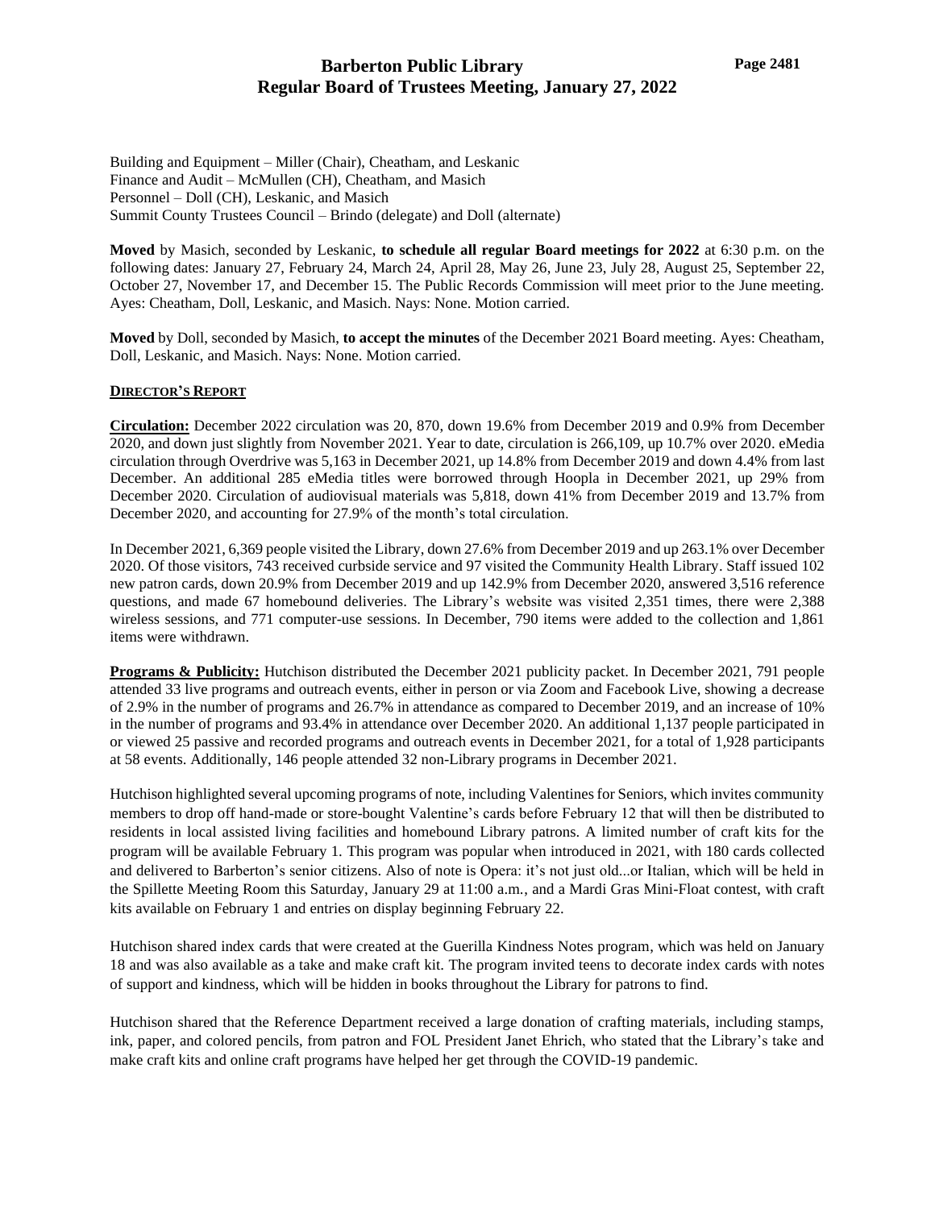Building and Equipment – Miller (Chair), Cheatham, and Leskanic
Finance and Audit – McMullen (CH), Cheatham, and Masich
Personnel – Doll (CH), Leskanic, and Masich
Summit County Trustees Council – Brindo (delegate) and Doll (alternate)

**Moved** by Masich, seconded by Leskanic, **to schedule all regular Board meetings for 2022** at 6:30 p.m. on the following dates: January 27, February 24, March 24, April 28, May 26, June 23, July 28, August 25, September 22, October 27, November 17, and December 15. The Public Records Commission will meet prior to the June meeting. Ayes: Cheatham, Doll, Leskanic, and Masich. Nays: None. Motion carried.

**Moved** by Doll, seconded by Masich, **to accept the minutes** of the December 2021 Board meeting. Ayes: Cheatham, Doll, Leskanic, and Masich. Nays: None. Motion carried.

**DIRECTOR'S REPORT**

**Circulation:** December 2022 circulation was 20, 870, down 19.6% from December 2019 and 0.9% from December 2020, and down just slightly from November 2021. Year to date, circulation is 266,109, up 10.7% over 2020. eMedia circulation through Overdrive was 5,163 in December 2021, up 14.8% from December 2019 and down 4.4% from last December. An additional 285 eMedia titles were borrowed through Hoopla in December 2021, up 29% from December 2020. Circulation of audiovisual materials was 5,818, down 41% from December 2019 and 13.7% from December 2020, and accounting for 27.9% of the month's total circulation.

In December 2021, 6,369 people visited the Library, down 27.6% from December 2019 and up 263.1% over December 2020. Of those visitors, 743 received curbside service and 97 visited the Community Health Library. Staff issued 102 new patron cards, down 20.9% from December 2019 and up 142.9% from December 2020, answered 3,516 reference questions, and made 67 homebound deliveries. The Library's website was visited 2,351 times, there were 2,388 wireless sessions, and 771 computer-use sessions. In December, 790 items were added to the collection and 1,861 items were withdrawn.

**Programs & Publicity:** Hutchison distributed the December 2021 publicity packet. In December 2021, 791 people attended 33 live programs and outreach events, either in person or via Zoom and Facebook Live, showing a decrease of 2.9% in the number of programs and 26.7% in attendance as compared to December 2019, and an increase of 10% in the number of programs and 93.4% in attendance over December 2020. An additional 1,137 people participated in or viewed 25 passive and recorded programs and outreach events in December 2021, for a total of 1,928 participants at 58 events. Additionally, 146 people attended 32 non-Library programs in December 2021.

Hutchison highlighted several upcoming programs of note, including Valentines for Seniors, which invites community members to drop off hand-made or store-bought Valentine's cards before February 12 that will then be distributed to residents in local assisted living facilities and homebound Library patrons. A limited number of craft kits for the program will be available February 1. This program was popular when introduced in 2021, with 180 cards collected and delivered to Barberton's senior citizens. Also of note is Opera: it's not just old...or Italian, which will be held in the Spillette Meeting Room this Saturday, January 29 at 11:00 a.m., and a Mardi Gras Mini-Float contest, with craft kits available on February 1 and entries on display beginning February 22.

Hutchison shared index cards that were created at the Guerilla Kindness Notes program, which was held on January 18 and was also available as a take and make craft kit. The program invited teens to decorate index cards with notes of support and kindness, which will be hidden in books throughout the Library for patrons to find.

Hutchison shared that the Reference Department received a large donation of crafting materials, including stamps, ink, paper, and colored pencils, from patron and FOL President Janet Ehrich, who stated that the Library's take and make craft kits and online craft programs have helped her get through the COVID-19 pandemic.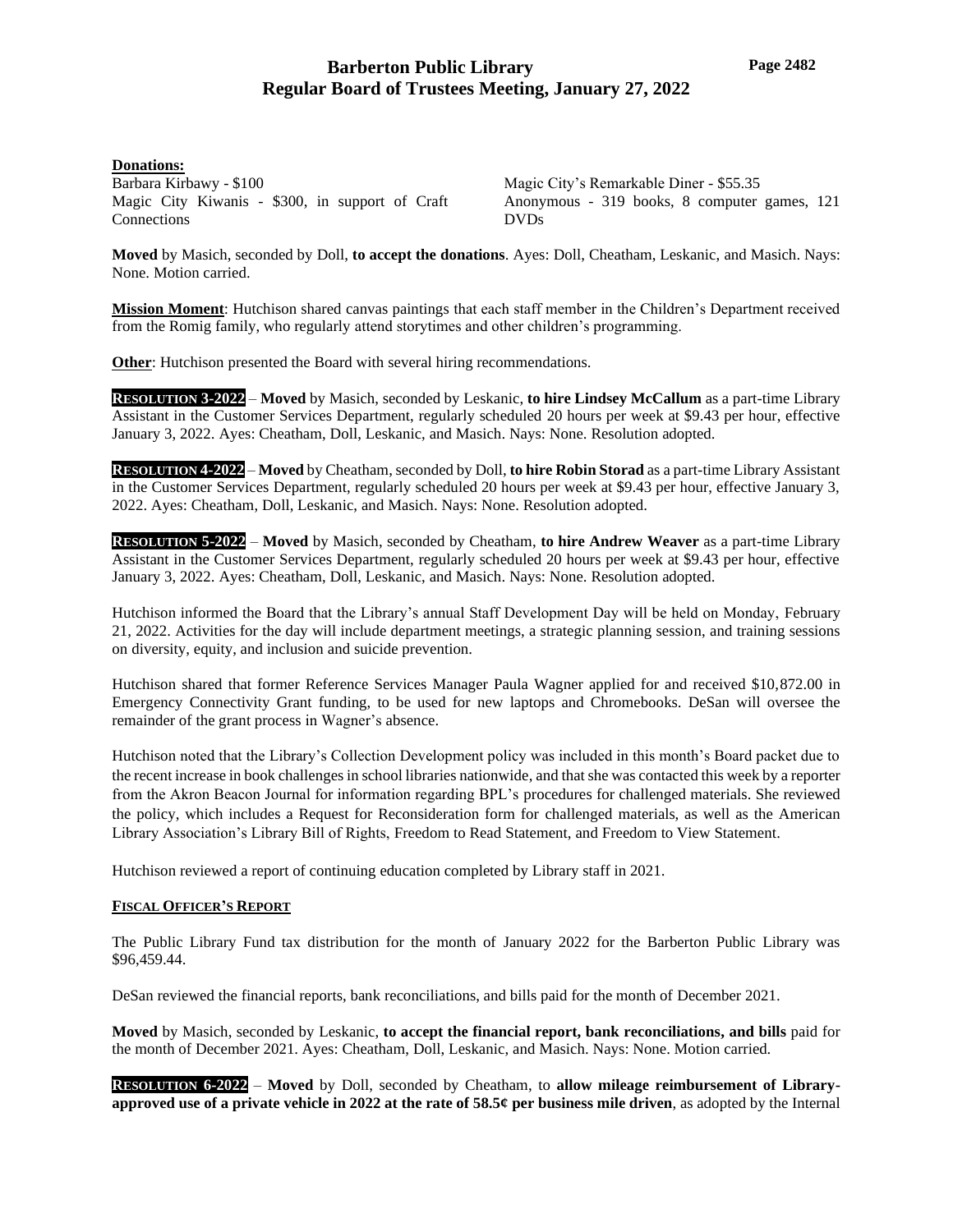**Donations:**

Barbara Kirbawy - $100

Magic City Kiwanis - $300, in support of Craft Connections

Magic City's Remarkable Diner - $55.35

Anonymous - 319 books, 8 computer games, 121 DVDs

**Moved** by Masich, seconded by Doll, **to accept the donations**. Ayes: Doll, Cheatham, Leskanic, and Masich. Nays: None. Motion carried.

**Mission Moment**: Hutchison shared canvas paintings that each staff member in the Children's Department received from the Romig family, who regularly attend storytimes and other children's programming.

**Other**: Hutchison presented the Board with several hiring recommendations.

**RESOLUTION 3-2022** – **Moved** by Masich, seconded by Leskanic, **to hire Lindsey McCallum** as a part-time Library Assistant in the Customer Services Department, regularly scheduled 20 hours per week at $9.43 per hour, effective January 3, 2022. Ayes: Cheatham, Doll, Leskanic, and Masich. Nays: None. Resolution adopted.

**RESOLUTION 4-2022** – **Moved** by Cheatham, seconded by Doll, **to hire Robin Storad** as a part-time Library Assistant in the Customer Services Department, regularly scheduled 20 hours per week at $9.43 per hour, effective January 3, 2022. Ayes: Cheatham, Doll, Leskanic, and Masich. Nays: None. Resolution adopted.

**RESOLUTION 5-2022** – **Moved** by Masich, seconded by Cheatham, **to hire Andrew Weaver** as a part-time Library Assistant in the Customer Services Department, regularly scheduled 20 hours per week at $9.43 per hour, effective January 3, 2022. Ayes: Cheatham, Doll, Leskanic, and Masich. Nays: None. Resolution adopted.

Hutchison informed the Board that the Library's annual Staff Development Day will be held on Monday, February 21, 2022. Activities for the day will include department meetings, a strategic planning session, and training sessions on diversity, equity, and inclusion and suicide prevention.

Hutchison shared that former Reference Services Manager Paula Wagner applied for and received $10,872.00 in Emergency Connectivity Grant funding, to be used for new laptops and Chromebooks. DeSan will oversee the remainder of the grant process in Wagner's absence.

Hutchison noted that the Library's Collection Development policy was included in this month's Board packet due to the recent increase in book challenges in school libraries nationwide, and that she was contacted this week by a reporter from the Akron Beacon Journal for information regarding BPL's procedures for challenged materials. She reviewed the policy, which includes a Request for Reconsideration form for challenged materials, as well as the American Library Association's Library Bill of Rights, Freedom to Read Statement, and Freedom to View Statement.

Hutchison reviewed a report of continuing education completed by Library staff in 2021.

## FISCAL OFFICER'S REPORT

The Public Library Fund tax distribution for the month of January 2022 for the Barberton Public Library was $96,459.44.

DeSan reviewed the financial reports, bank reconciliations, and bills paid for the month of December 2021.

**Moved** by Masich, seconded by Leskanic, **to accept the financial report, bank reconciliations, and bills** paid for the month of December 2021. Ayes: Cheatham, Doll, Leskanic, and Masich. Nays: None. Motion carried.

**RESOLUTION 6-2022** – **Moved** by Doll, seconded by Cheatham, to **allow mileage reimbursement of Library-approved use of a private vehicle in 2022 at the rate of 58.5¢ per business mile driven**, as adopted by the Internal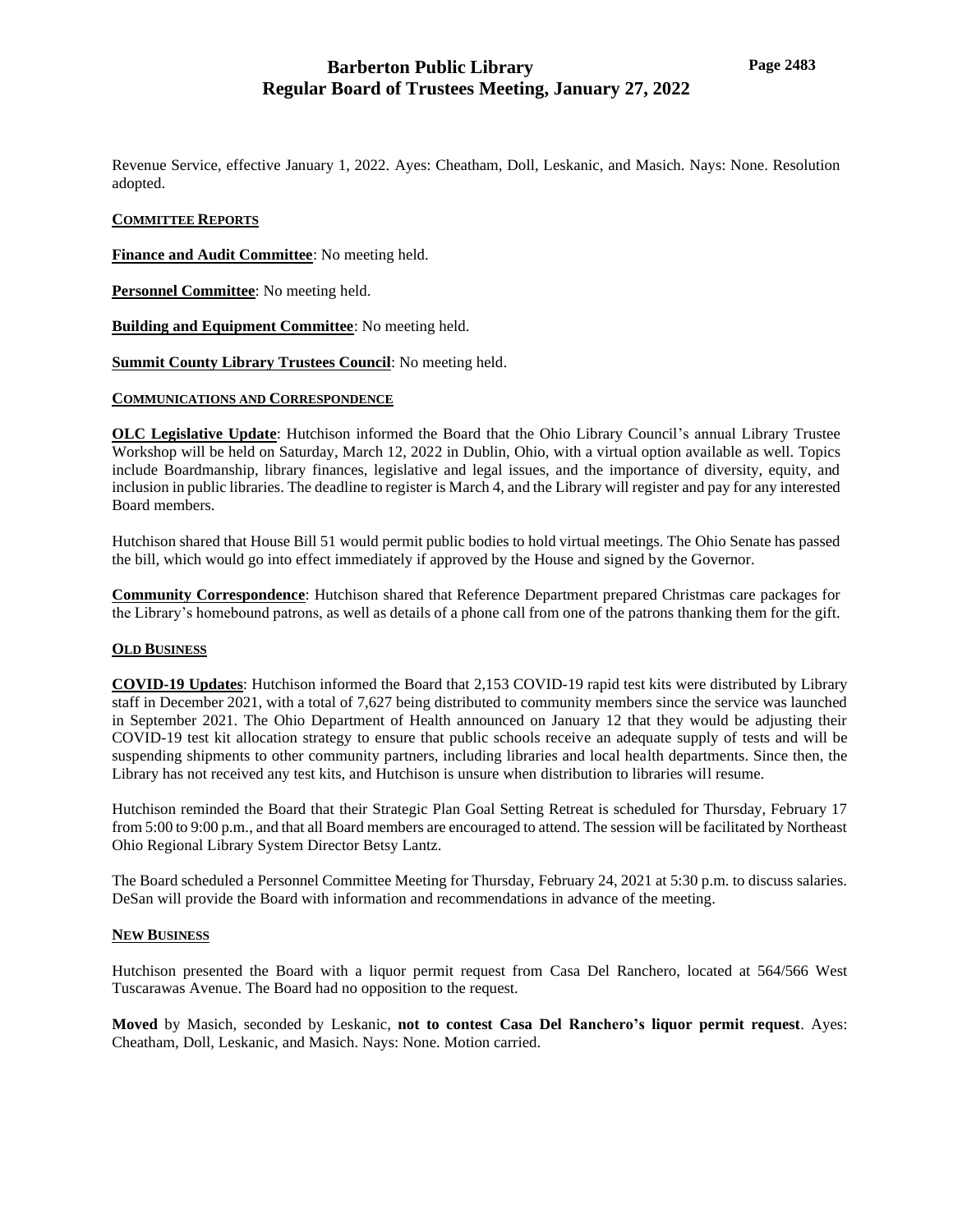Revenue Service, effective January 1, 2022. Ayes: Cheatham, Doll, Leskanic, and Masich. Nays: None. Resolution adopted.

## COMMITTEE REPORTS

**Finance and Audit Committee**: No meeting held.

**Personnel Committee**: No meeting held.

**Building and Equipment Committee**: No meeting held.

**Summit County Library Trustees Council**: No meeting held.

## COMMUNICATIONS AND CORRESPONDENCE

**OLC Legislative Update**: Hutchison informed the Board that the Ohio Library Council's annual Library Trustee Workshop will be held on Saturday, March 12, 2022 in Dublin, Ohio, with a virtual option available as well. Topics include Boardmanship, library finances, legislative and legal issues, and the importance of diversity, equity, and inclusion in public libraries. The deadline to register is March 4, and the Library will register and pay for any interested Board members.

Hutchison shared that House Bill 51 would permit public bodies to hold virtual meetings. The Ohio Senate has passed the bill, which would go into effect immediately if approved by the House and signed by the Governor.

**Community Correspondence**: Hutchison shared that Reference Department prepared Christmas care packages for the Library's homebound patrons, as well as details of a phone call from one of the patrons thanking them for the gift.

## OLD BUSINESS

**COVID-19 Updates**: Hutchison informed the Board that 2,153 COVID-19 rapid test kits were distributed by Library staff in December 2021, with a total of 7,627 being distributed to community members since the service was launched in September 2021. The Ohio Department of Health announced on January 12 that they would be adjusting their COVID-19 test kit allocation strategy to ensure that public schools receive an adequate supply of tests and will be suspending shipments to other community partners, including libraries and local health departments. Since then, the Library has not received any test kits, and Hutchison is unsure when distribution to libraries will resume.

Hutchison reminded the Board that their Strategic Plan Goal Setting Retreat is scheduled for Thursday, February 17 from 5:00 to 9:00 p.m., and that all Board members are encouraged to attend. The session will be facilitated by Northeast Ohio Regional Library System Director Betsy Lantz.

The Board scheduled a Personnel Committee Meeting for Thursday, February 24, 2021 at 5:30 p.m. to discuss salaries. DeSan will provide the Board with information and recommendations in advance of the meeting.

## NEW BUSINESS

Hutchison presented the Board with a liquor permit request from Casa Del Ranchero, located at 564/566 West Tuscarawas Avenue. The Board had no opposition to the request.

**Moved** by Masich, seconded by Leskanic, **not to contest Casa Del Ranchero's liquor permit request**. Ayes: Cheatham, Doll, Leskanic, and Masich. Nays: None. Motion carried.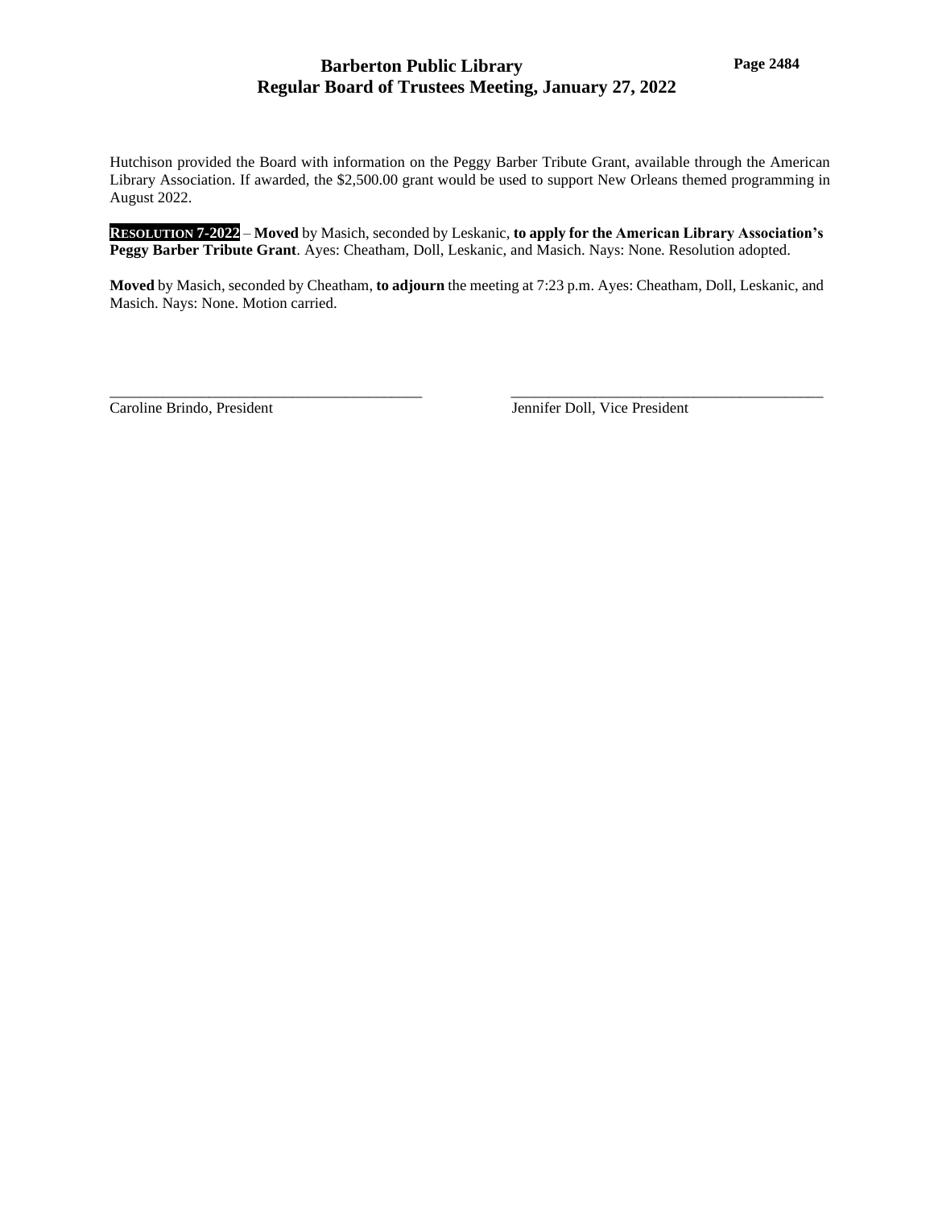Hutchison provided the Board with information on the Peggy Barber Tribute Grant, available through the American Library Association. If awarded, the $2,500.00 grant would be used to support New Orleans themed programming in August 2022.

**RESOLUTION 7-2022** – **Moved** by Masich, seconded by Leskanic, **to apply for the American Library Association's Peggy Barber Tribute Grant**. Ayes: Cheatham, Doll, Leskanic, and Masich. Nays: None. Resolution adopted.

**Moved** by Masich, seconded by Cheatham, **to adjourn** the meeting at 7:23 p.m. Ayes: Cheatham, Doll, Leskanic, and Masich. Nays: None. Motion carried.

\_\_\_\_\_\_\_\_\_\_\_\_\_\_\_\_\_\_\_\_\_\_\_\_\_\_\_\_\_\_\_\_\_\_\_\_\_\_\_\_\_\_
Caroline Brindo, President

\_\_\_\_\_\_\_\_\_\_\_\_\_\_\_\_\_\_\_\_\_\_\_\_\_\_\_\_\_\_\_\_\_\_\_\_\_\_\_\_\_\_
Jennifer Doll, Vice President